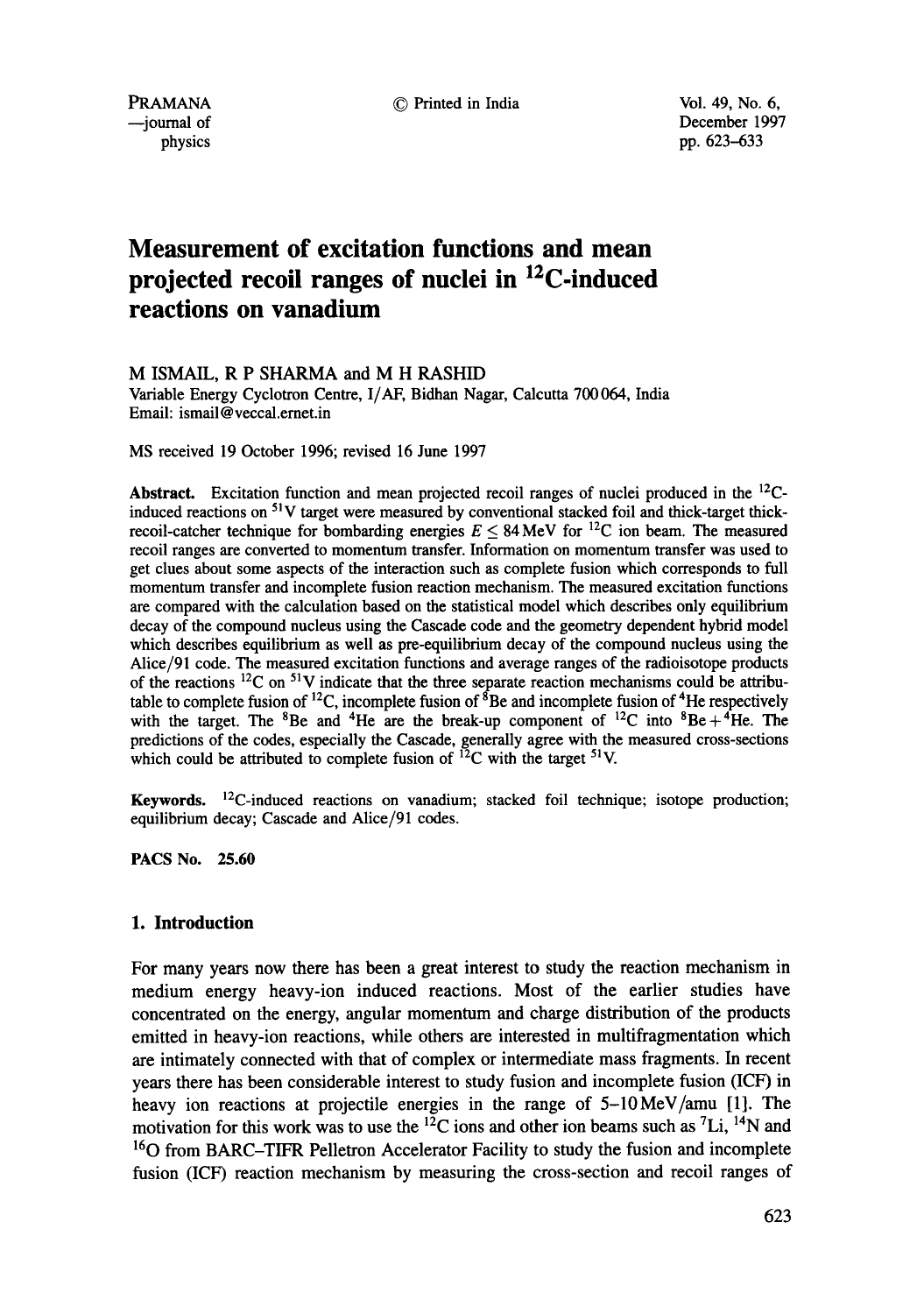# Measurement of excitation functions and mean projected recoil ranges of nuclei in $^{12}C$-induced reactions on vanadium

M ISMAIL, R P SHARMA and M H RASHID

Variable Energy Cyclotron Centre, I/AF, Bidhan Nagar, Calcutta 700 064, India

Email: ismail@veccal.ernet.in

MS received 19 October 1996; revised 16 June 1997

**Abstract.** Excitation function and mean projected recoil ranges of nuclei produced in the $^{12}C$-induced reactions on $^{51}V$ target were measured by conventional stacked foil and thick-target thick-recoil-catcher technique for bombarding energies $E \leq 84$ MeV for $^{12}C$ ion beam. The measured recoil ranges are converted to momentum transfer. Information on momentum transfer was used to get clues about some aspects of the interaction such as complete fusion which corresponds to full momentum transfer and incomplete fusion reaction mechanism. The measured excitation functions are compared with the calculation based on the statistical model which describes only equilibrium decay of the compound nucleus using the Cascade code and the geometry dependent hybrid model which describes equilibrium as well as pre-equilibrium decay of the compound nucleus using the Alice/91 code. The measured excitation functions and average ranges of the radioisotope products of the reactions $^{12}C$ on $^{51}V$ indicate that the three separate reaction mechanisms could be attributable to complete fusion of $^{12}C$, incomplete fusion of $^{8}Be$ and incomplete fusion of $^{4}He$ respectively with the target. The $^{8}Be$ and $^{4}He$ are the break-up component of $^{12}C$ into $^{8}Be + {}^{4}He$. The predictions of the codes, especially the Cascade, generally agree with the measured cross-sections which could be attributed to complete fusion of $^{12}C$ with the target $^{51}V$.

**Keywords.** $^{12}C$-induced reactions on vanadium; stacked foil technique; isotope production; equilibrium decay; Cascade and Alice/91 codes.

**PACS No. 25.60**

## 1. Introduction

For many years now there has been a great interest to study the reaction mechanism in medium energy heavy-ion induced reactions. Most of the earlier studies have concentrated on the energy, angular momentum and charge distribution of the products emitted in heavy-ion reactions, while others are interested in multifragmentation which are intimately connected with that of complex or intermediate mass fragments. In recent years there has been considerable interest to study fusion and incomplete fusion (ICF) in heavy ion reactions at projectile energies in the range of 5–10 MeV/amu [1]. The motivation for this work was to use the $^{12}C$ ions and other ion beams such as $^{7}Li$, $^{14}N$ and $^{16}O$ from BARC–TIFR Pelletron Accelerator Facility to study the fusion and incomplete fusion (ICF) reaction mechanism by measuring the cross-section and recoil ranges of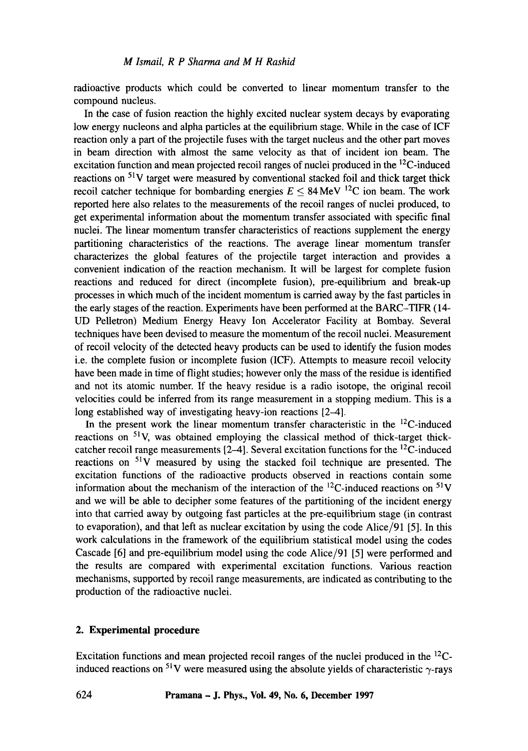radioactive products which could be converted to linear momentum transfer to the compound nucleus.

In the case of fusion reaction the highly excited nuclear system decays by evaporating low energy nucleons and alpha particles at the equilibrium stage. While in the case of ICF reaction only a part of the projectile fuses with the target nucleus and the other part moves in beam direction with almost the same velocity as that of incident ion beam. The excitation function and mean projected recoil ranges of nuclei produced in the $^{12}$C-induced reactions on $^{51}$V target were measured by conventional stacked foil and thick target thick recoil catcher technique for bombarding energies $E \leq 84\,\text{MeV}$ $^{12}$C ion beam. The work reported here also relates to the measurements of the recoil ranges of nuclei produced, to get experimental information about the momentum transfer associated with specific final nuclei. The linear momentum transfer characteristics of reactions supplement the energy partitioning characteristics of the reactions. The average linear momentum transfer characterizes the global features of the projectile target interaction and provides a convenient indication of the reaction mechanism. It will be largest for complete fusion reactions and reduced for direct (incomplete fusion), pre-equilibrium and break-up processes in which much of the incident momentum is carried away by the fast particles in the early stages of the reaction. Experiments have been performed at the BARC–TIFR (14-UD Pelletron) Medium Energy Heavy Ion Accelerator Facility at Bombay. Several techniques have been devised to measure the momentum of the recoil nuclei. Measurement of recoil velocity of the detected heavy products can be used to identify the fusion modes i.e. the complete fusion or incomplete fusion (ICF). Attempts to measure recoil velocity have been made in time of flight studies; however only the mass of the residue is identified and not its atomic number. If the heavy residue is a radio isotope, the original recoil velocities could be inferred from its range measurement in a stopping medium. This is a long established way of investigating heavy-ion reactions [2–4].

In the present work the linear momentum transfer characteristic in the $^{12}$C-induced reactions on $^{51}$V, was obtained employing the classical method of thick-target thick-catcher recoil range measurements [2–4]. Several excitation functions for the $^{12}$C-induced reactions on $^{51}$V measured by using the stacked foil technique are presented. The excitation functions of the radioactive products observed in reactions contain some information about the mechanism of the interaction of the $^{12}$C-induced reactions on $^{51}$V and we will be able to decipher some features of the partitioning of the incident energy into that carried away by outgoing fast particles at the pre-equilibrium stage (in contrast to evaporation), and that left as nuclear excitation by using the code Alice/91 [5]. In this work calculations in the framework of the equilibrium statistical model using the codes Cascade [6] and pre-equilibrium model using the code Alice/91 [5] were performed and the results are compared with experimental excitation functions. Various reaction mechanisms, supported by recoil range measurements, are indicated as contributing to the production of the radioactive nuclei.

## 2. Experimental procedure

Excitation functions and mean projected recoil ranges of the nuclei produced in the $^{12}$C-induced reactions on $^{51}$V were measured using the absolute yields of characteristic $\gamma$-rays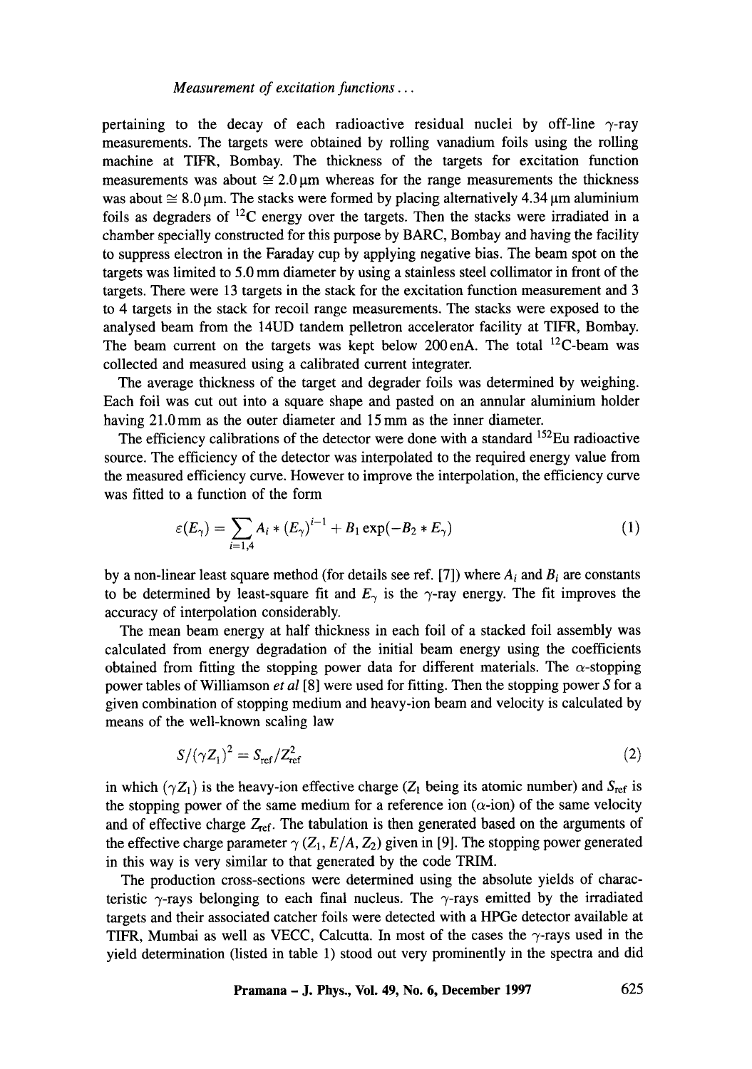pertaining to the decay of each radioactive residual nuclei by off-line $\gamma$-ray measurements. The targets were obtained by rolling vanadium foils using the rolling machine at TIFR, Bombay. The thickness of the targets for excitation function measurements was about $\cong 2.0\,\mu\text{m}$ whereas for the range measurements the thickness was about $\cong 8.0\,\mu\text{m}$. The stacks were formed by placing alternatively $4.34\,\mu\text{m}$ aluminium foils as degraders of $^{12}C$ energy over the targets. Then the stacks were irradiated in a chamber specially constructed for this purpose by BARC, Bombay and having the facility to suppress electron in the Faraday cup by applying negative bias. The beam spot on the targets was limited to 5.0 mm diameter by using a stainless steel collimator in front of the targets. There were 13 targets in the stack for the excitation function measurement and 3 to 4 targets in the stack for recoil range measurements. The stacks were exposed to the analysed beam from the 14UD tandem pelletron accelerator facility at TIFR, Bombay. The beam current on the targets was kept below 200 enA. The total $^{12}C$-beam was collected and measured using a calibrated current integrater.

The average thickness of the target and degrader foils was determined by weighing. Each foil was cut out into a square shape and pasted on an annular aluminium holder having 21.0 mm as the outer diameter and 15 mm as the inner diameter.

The efficiency calibrations of the detector were done with a standard $^{152}Eu$ radioactive source. The efficiency of the detector was interpolated to the required energy value from the measured efficiency curve. However to improve the interpolation, the efficiency curve was fitted to a function of the form

$$\varepsilon(E_\gamma) = \sum_{i=1,4} A_i * (E_\gamma)^{i-1} + B_1 \exp(-B_2 * E_\gamma) \tag{1}$$

by a non-linear least square method (for details see ref. [7]) where $A_i$ and $B_i$ are constants to be determined by least-square fit and $E_\gamma$ is the $\gamma$-ray energy. The fit improves the accuracy of interpolation considerably.

The mean beam energy at half thickness in each foil of a stacked foil assembly was calculated from energy degradation of the initial beam energy using the coefficients obtained from fitting the stopping power data for different materials. The $\alpha$-stopping power tables of Williamson *et al* [8] were used for fitting. Then the stopping power $S$ for a given combination of stopping medium and heavy-ion beam and velocity is calculated by means of the well-known scaling law

$$S/(\gamma Z_1)^2 = S_{\text{ref}}/Z_{\text{ref}}^2 \tag{2}$$

in which $(\gamma Z_1)$ is the heavy-ion effective charge ($Z_1$ being its atomic number) and $S_{\text{ref}}$ is the stopping power of the same medium for a reference ion ($\alpha$-ion) of the same velocity and of effective charge $Z_{\text{ref}}$. The tabulation is then generated based on the arguments of the effective charge parameter $\gamma\ (Z_1, E/A, Z_2)$ given in [9]. The stopping power generated in this way is very similar to that generated by the code TRIM.

The production cross-sections were determined using the absolute yields of characteristic $\gamma$-rays belonging to each final nucleus. The $\gamma$-rays emitted by the irradiated targets and their associated catcher foils were detected with a HPGe detector available at TIFR, Mumbai as well as VECC, Calcutta. In most of the cases the $\gamma$-rays used in the yield determination (listed in table 1) stood out very prominently in the spectra and did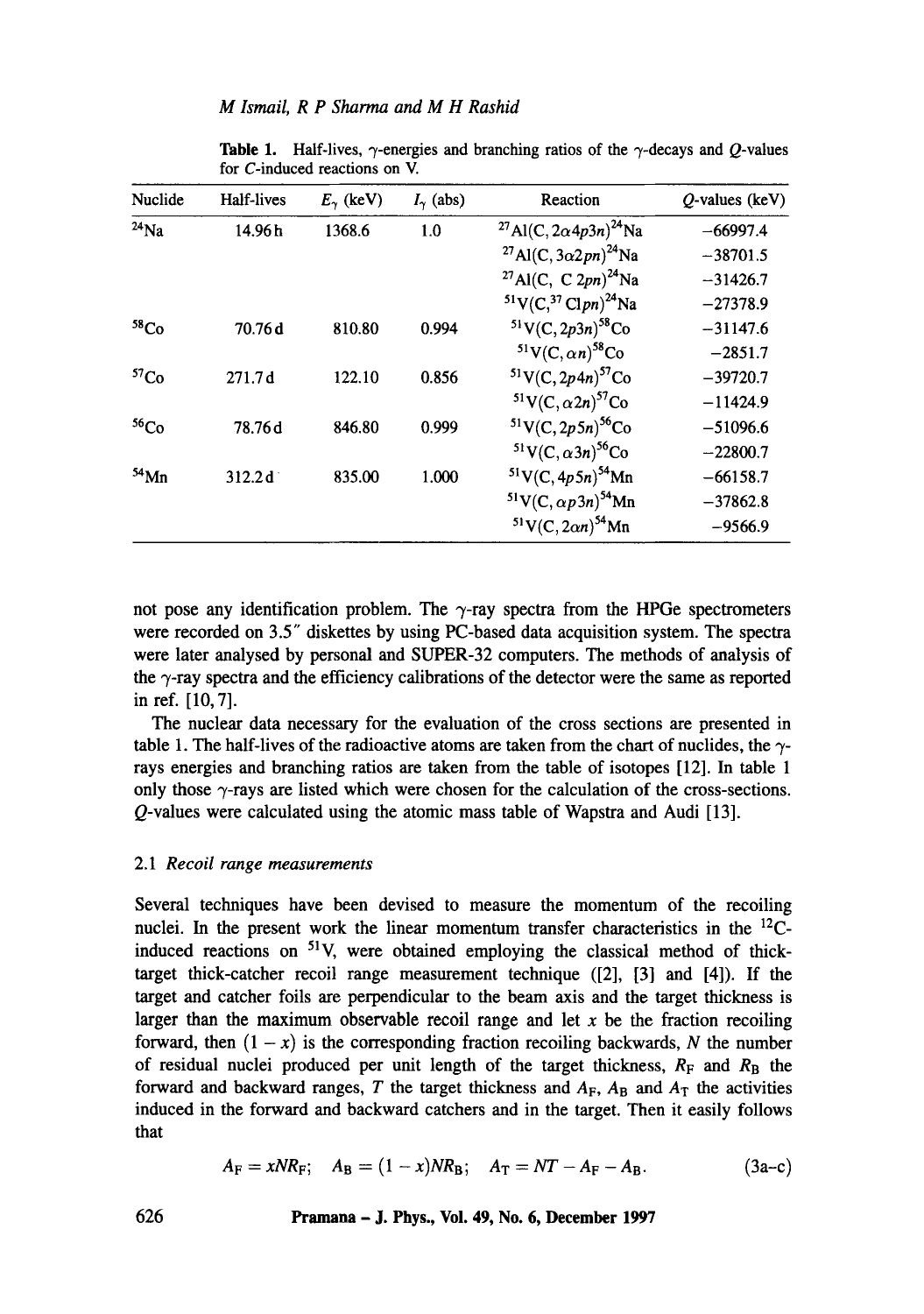**Table 1.** Half-lives, γ-energies and branching ratios of the γ-decays and $Q$-values for $C$-induced reactions on V.

| Nuclide | Half-lives | $E_\gamma$ (keV) | $I_\gamma$ (abs) | Reaction | $Q$-values (keV) |
|---|---|---|---|---|---|
| $^{24}$Na | 14.96 h | 1368.6 | 1.0 | $^{27}$Al(C, $2\alpha 4p3n$)$^{24}$Na | −66997.4 |
| | | | | $^{27}$Al(C, $3\alpha 2pn$)$^{24}$Na | −38701.5 |
| | | | | $^{27}$Al(C, C $2pn$)$^{24}$Na | −31426.7 |
| | | | | $^{51}$V(C,$^{37}$Cl$pn$)$^{24}$Na | −27378.9 |
| $^{58}$Co | 70.76 d | 810.80 | 0.994 | $^{51}$V(C, $2p3n$)$^{58}$Co | −31147.6 |
| | | | | $^{51}$V(C, $\alpha n$)$^{58}$Co | −2851.7 |
| $^{57}$Co | 271.7 d | 122.10 | 0.856 | $^{51}$V(C, $2p4n$)$^{57}$Co | −39720.7 |
| | | | | $^{51}$V(C, $\alpha 2n$)$^{57}$Co | −11424.9 |
| $^{56}$Co | 78.76 d | 846.80 | 0.999 | $^{51}$V(C, $2p5n$)$^{56}$Co | −51096.6 |
| | | | | $^{51}$V(C, $\alpha 3n$)$^{56}$Co | −22800.7 |
| $^{54}$Mn | 312.2 d | 835.00 | 1.000 | $^{51}$V(C, $4p5n$)$^{54}$Mn | −66158.7 |
| | | | | $^{51}$V(C, $\alpha p3n$)$^{54}$Mn | −37862.8 |
| | | | | $^{51}$V(C, $2\alpha n$)$^{54}$Mn | −9566.9 |

not pose any identification problem. The γ-ray spectra from the HPGe spectrometers were recorded on 3.5″ diskettes by using PC-based data acquisition system. The spectra were later analysed by personal and SUPER-32 computers. The methods of analysis of the γ-ray spectra and the efficiency calibrations of the detector were the same as reported in ref. [10, 7].

The nuclear data necessary for the evaluation of the cross sections are presented in table 1. The half-lives of the radioactive atoms are taken from the chart of nuclides, the γ-rays energies and branching ratios are taken from the table of isotopes [12]. In table 1 only those γ-rays are listed which were chosen for the calculation of the cross-sections. $Q$-values were calculated using the atomic mass table of Wapstra and Audi [13].

### 2.1 *Recoil range measurements*

Several techniques have been devised to measure the momentum of the recoiling nuclei. In the present work the linear momentum transfer characteristics in the $^{12}$C-induced reactions on $^{51}$V, were obtained employing the classical method of thick-target thick-catcher recoil range measurement technique ([2], [3] and [4]). If the target and catcher foils are perpendicular to the beam axis and the target thickness is larger than the maximum observable recoil range and let $x$ be the fraction recoiling forward, then $(1 - x)$ is the corresponding fraction recoiling backwards, $N$ the number of residual nuclei produced per unit length of the target thickness, $R_F$ and $R_B$ the forward and backward ranges, $T$ the target thickness and $A_F$, $A_B$ and $A_T$ the activities induced in the forward and backward catchers and in the target. Then it easily follows that

$$A_F = xNR_F; \quad A_B = (1 - x)NR_B; \quad A_T = NT - A_F - A_B. \tag{3a–c}$$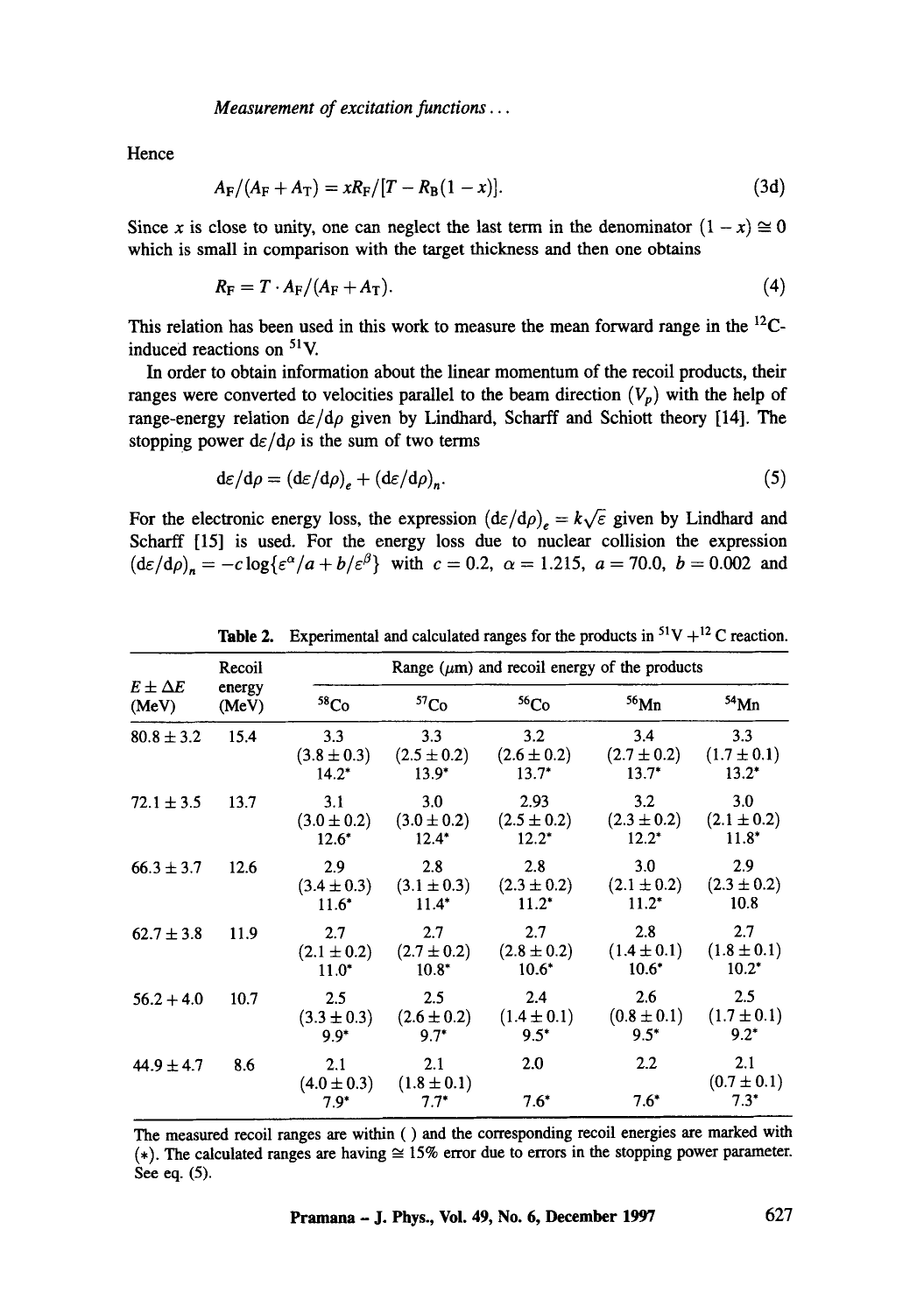Hence

$$A_F/(A_F + A_T) = xR_F/[T - R_B(1 - x)]. \tag{3d}$$

Since $x$ is close to unity, one can neglect the last term in the denominator $(1 - x) \cong 0$ which is small in comparison with the target thickness and then one obtains

$$R_F = T \cdot A_F/(A_F + A_T). \tag{4}$$

This relation has been used in this work to measure the mean forward range in the $^{12}$C-induced reactions on $^{51}$V.

In order to obtain information about the linear momentum of the recoil products, their ranges were converted to velocities parallel to the beam direction ($V_p$) with the help of range-energy relation $\mathrm{d}\varepsilon/\mathrm{d}\rho$ given by Lindhard, Scharff and Schiott theory [14]. The stopping power $\mathrm{d}\varepsilon/\mathrm{d}\rho$ is the sum of two terms

$$\mathrm{d}\varepsilon/\mathrm{d}\rho = (\mathrm{d}\varepsilon/\mathrm{d}\rho)_e + (\mathrm{d}\varepsilon/\mathrm{d}\rho)_n. \tag{5}$$

For the electronic energy loss, the expression $(\mathrm{d}\varepsilon/\mathrm{d}\rho)_e = k\sqrt{\varepsilon}$ given by Lindhard and Scharff [15] is used. For the energy loss due to nuclear collision the expression $(\mathrm{d}\varepsilon/\mathrm{d}\rho)_n = -c\log\{\varepsilon^{\alpha}/a + b/\varepsilon^{\beta}\}$ with $c = 0.2$, $\alpha = 1.215$, $a = 70.0$, $b = 0.002$ and

**Table 2.** Experimental and calculated ranges for the products in $^{51}$V + $^{12}$C reaction.

| $E \pm \Delta E$ (MeV) | Recoil energy (MeV) | Range ($\mu$m) and recoil energy of the products | | | | |
|---|---|---|---|---|---|---|
| | | $^{58}$Co | $^{57}$Co | $^{56}$Co | $^{56}$Mn | $^{54}$Mn |
| $80.8 \pm 3.2$ | 15.4 | 3.3 | 3.3 | 3.2 | 3.4 | 3.3 |
| | | $(3.8 \pm 0.3)$ | $(2.5 \pm 0.2)$ | $(2.6 \pm 0.2)$ | $(2.7 \pm 0.2)$ | $(1.7 \pm 0.1)$ |
| | | 14.2* | 13.9* | 13.7* | 13.7* | 13.2* |
| $72.1 \pm 3.5$ | 13.7 | 3.1 | 3.0 | 2.93 | 3.2 | 3.0 |
| | | $(3.0 \pm 0.2)$ | $(3.0 \pm 0.2)$ | $(2.5 \pm 0.2)$ | $(2.3 \pm 0.2)$ | $(2.1 \pm 0.2)$ |
| | | 12.6* | 12.4* | 12.2* | 12.2* | 11.8* |
| $66.3 \pm 3.7$ | 12.6 | 2.9 | 2.8 | 2.8 | 3.0 | 2.9 |
| | | $(3.4 \pm 0.3)$ | $(3.1 \pm 0.3)$ | $(2.3 \pm 0.2)$ | $(2.1 \pm 0.2)$ | $(2.3 \pm 0.2)$ |
| | | 11.6* | 11.4* | 11.2* | 11.2* | 10.8 |
| $62.7 \pm 3.8$ | 11.9 | 2.7 | 2.7 | 2.7 | 2.8 | 2.7 |
| | | $(2.1 \pm 0.2)$ | $(2.7 \pm 0.2)$ | $(2.8 \pm 0.2)$ | $(1.4 \pm 0.1)$ | $(1.8 \pm 0.1)$ |
| | | 11.0* | 10.8* | 10.6* | 10.6* | 10.2* |
| $56.2 + 4.0$ | 10.7 | 2.5 | 2.5 | 2.4 | 2.6 | 2.5 |
| | | $(3.3 \pm 0.3)$ | $(2.6 \pm 0.2)$ | $(1.4 \pm 0.1)$ | $(0.8 \pm 0.1)$ | $(1.7 \pm 0.1)$ |
| | | 9.9* | 9.7* | 9.5* | 9.5* | 9.2* |
| $44.9 \pm 4.7$ | 8.6 | 2.1 | 2.1 | 2.0 | 2.2 | 2.1 |
| | | $(4.0 \pm 0.3)$ | $(1.8 \pm 0.1)$ | | | $(0.7 \pm 0.1)$ |
| | | 7.9* | 7.7* | 7.6* | 7.6* | 7.3* |

The measured recoil ranges are within ( ) and the corresponding recoil energies are marked with (*). The calculated ranges are having $\cong$ 15% error due to errors in the stopping power parameter. See eq. (5).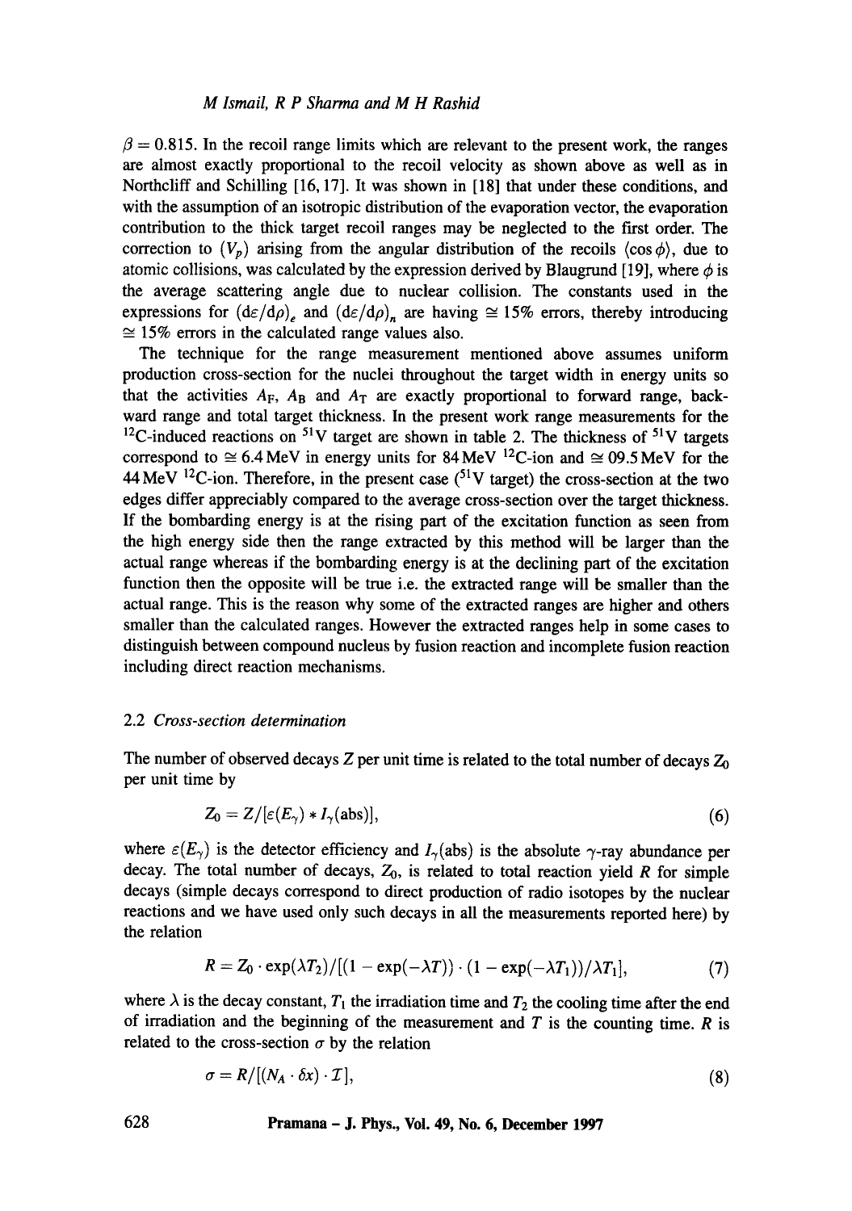$\beta = 0.815$. In the recoil range limits which are relevant to the present work, the ranges are almost exactly proportional to the recoil velocity as shown above as well as in Northcliff and Schilling [16, 17]. It was shown in [18] that under these conditions, and with the assumption of an isotropic distribution of the evaporation vector, the evaporation contribution to the thick target recoil ranges may be neglected to the first order. The correction to $(V_p)$ arising from the angular distribution of the recoils $\langle \cos\phi \rangle$, due to atomic collisions, was calculated by the expression derived by Blaugrund [19], where $\phi$ is the average scattering angle due to nuclear collision. The constants used in the expressions for $(\mathrm{d}\varepsilon/\mathrm{d}\rho)_e$ and $(\mathrm{d}\varepsilon/\mathrm{d}\rho)_n$ are having $\cong 15\%$ errors, thereby introducing $\cong 15\%$ errors in the calculated range values also.

The technique for the range measurement mentioned above assumes uniform production cross-section for the nuclei throughout the target width in energy units so that the activities $A_F$, $A_B$ and $A_T$ are exactly proportional to forward range, backward range and total target thickness. In the present work range measurements for the $^{12}$C-induced reactions on $^{51}$V target are shown in table 2. The thickness of $^{51}$V targets correspond to $\cong 6.4$ MeV in energy units for 84 MeV $^{12}$C-ion and $\cong 09.5$ MeV for the 44 MeV $^{12}$C-ion. Therefore, in the present case ($^{51}$V target) the cross-section at the two edges differ appreciably compared to the average cross-section over the target thickness. If the bombarding energy is at the rising part of the excitation function as seen from the high energy side then the range extracted by this method will be larger than the actual range whereas if the bombarding energy is at the declining part of the excitation function then the opposite will be true i.e. the extracted range will be smaller than the actual range. This is the reason why some of the extracted ranges are higher and others smaller than the calculated ranges. However the extracted ranges help in some cases to distinguish between compound nucleus by fusion reaction and incomplete fusion reaction including direct reaction mechanisms.

### 2.2 *Cross-section determination*

The number of observed decays Z per unit time is related to the total number of decays $Z_0$ per unit time by

$$Z_0 = Z/[\varepsilon(E_\gamma) * I_\gamma(\text{abs})], \tag{6}$$

where $\varepsilon(E_\gamma)$ is the detector efficiency and $I_\gamma(\text{abs})$ is the absolute $\gamma$-ray abundance per decay. The total number of decays, $Z_0$, is related to total reaction yield $R$ for simple decays (simple decays correspond to direct production of radio isotopes by the nuclear reactions and we have used only such decays in all the measurements reported here) by the relation

$$R = Z_0 \cdot \exp(\lambda T_2)/[(1 - \exp(-\lambda T)) \cdot (1 - \exp(-\lambda T_1))/\lambda T_1], \tag{7}$$

where $\lambda$ is the decay constant, $T_1$ the irradiation time and $T_2$ the cooling time after the end of irradiation and the beginning of the measurement and $T$ is the counting time. $R$ is related to the cross-section $\sigma$ by the relation

$$\sigma = R/[(N_A \cdot \delta x) \cdot \mathcal{I}], \tag{8}$$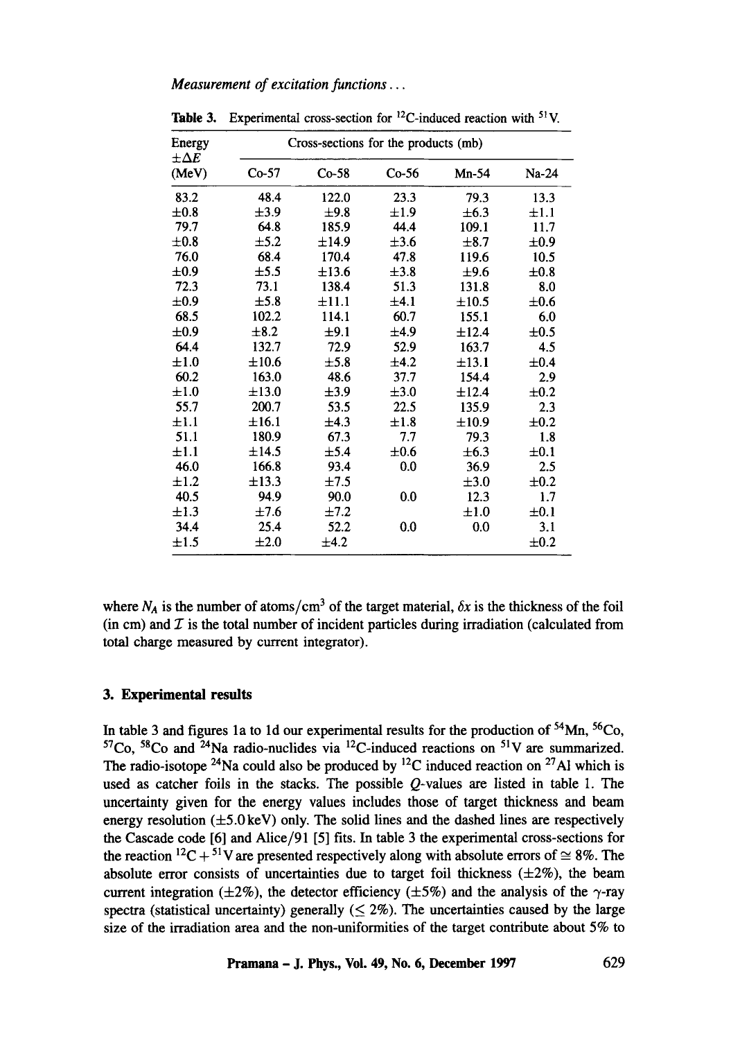**Table 3.** Experimental cross-section for $^{12}C$-induced reaction with $^{51}V$.

| Energy $\pm\Delta E$ (MeV) | Cross-sections for the products (mb) | | | | |
|---|---|---|---|---|---|
| | Co-57 | Co-58 | Co-56 | Mn-54 | Na-24 |
| 83.2 $\pm$0.8 | 48.4 $\pm$3.9 | 122.0 $\pm$9.8 | 23.3 $\pm$1.9 | 79.3 $\pm$6.3 | 13.3 $\pm$1.1 |
| 79.7 $\pm$0.8 | 64.8 $\pm$5.2 | 185.9 $\pm$14.9 | 44.4 $\pm$3.6 | 109.1 $\pm$8.7 | 11.7 $\pm$0.9 |
| 76.0 $\pm$0.9 | 68.4 $\pm$5.5 | 170.4 $\pm$13.6 | 47.8 $\pm$3.8 | 119.6 $\pm$9.6 | 10.5 $\pm$0.8 |
| 72.3 $\pm$0.9 | 73.1 $\pm$5.8 | 138.4 $\pm$11.1 | 51.3 $\pm$4.1 | 131.8 $\pm$10.5 | 8.0 $\pm$0.6 |
| 68.5 $\pm$0.9 | 102.2 $\pm$8.2 | 114.1 $\pm$9.1 | 60.7 $\pm$4.9 | 155.1 $\pm$12.4 | 6.0 $\pm$0.5 |
| 64.4 $\pm$1.0 | 132.7 $\pm$10.6 | 72.9 $\pm$5.8 | 52.9 $\pm$4.2 | 163.7 $\pm$13.1 | 4.5 $\pm$0.4 |
| 60.2 $\pm$1.0 | 163.0 $\pm$13.0 | 48.6 $\pm$3.9 | 37.7 $\pm$3.0 | 154.4 $\pm$12.4 | 2.9 $\pm$0.2 |
| 55.7 $\pm$1.1 | 200.7 $\pm$16.1 | 53.5 $\pm$4.3 | 22.5 $\pm$1.8 | 135.9 $\pm$10.9 | 2.3 $\pm$0.2 |
| 51.1 $\pm$1.1 | 180.9 $\pm$14.5 | 67.3 $\pm$5.4 | 7.7 $\pm$0.6 | 79.3 $\pm$6.3 | 1.8 $\pm$0.1 |
| 46.0 $\pm$1.2 | 166.8 $\pm$13.3 | 93.4 $\pm$7.5 | 0.0 | 36.9 $\pm$3.0 | 2.5 $\pm$0.2 |
| 40.5 $\pm$1.3 | 94.9 $\pm$7.6 | 90.0 $\pm$7.2 | 0.0 | 12.3 $\pm$1.0 | 1.7 $\pm$0.1 |
| 34.4 $\pm$1.5 | 25.4 $\pm$2.0 | 52.2 $\pm$4.2 | 0.0 | 0.0 | 3.1 $\pm$0.2 |

where $N_A$ is the number of atoms/cm$^3$ of the target material, $\delta x$ is the thickness of the foil (in cm) and $\mathcal{I}$ is the total number of incident particles during irradiation (calculated from total charge measured by current integrator).

### 3. Experimental results

In table 3 and figures 1a to 1d our experimental results for the production of $^{54}$Mn, $^{56}$Co, $^{57}$Co, $^{58}$Co and $^{24}$Na radio-nuclides via $^{12}$C-induced reactions on $^{51}$V are summarized. The radio-isotope $^{24}$Na could also be produced by $^{12}$C induced reaction on $^{27}$Al which is used as catcher foils in the stacks. The possible $Q$-values are listed in table 1. The uncertainty given for the energy values includes those of target thickness and beam energy resolution ($\pm$5.0 keV) only. The solid lines and the dashed lines are respectively the Cascade code [6] and Alice/91 [5] fits. In table 3 the experimental cross-sections for the reaction $^{12}C + {}^{51}V$ are presented respectively along with absolute errors of $\cong$ 8%. The absolute error consists of uncertainties due to target foil thickness ($\pm$2%), the beam current integration ($\pm$2%), the detector efficiency ($\pm$5%) and the analysis of the $\gamma$-ray spectra (statistical uncertainty) generally ($\leq$ 2%). The uncertainties caused by the large size of the irradiation area and the non-uniformities of the target contribute about 5% to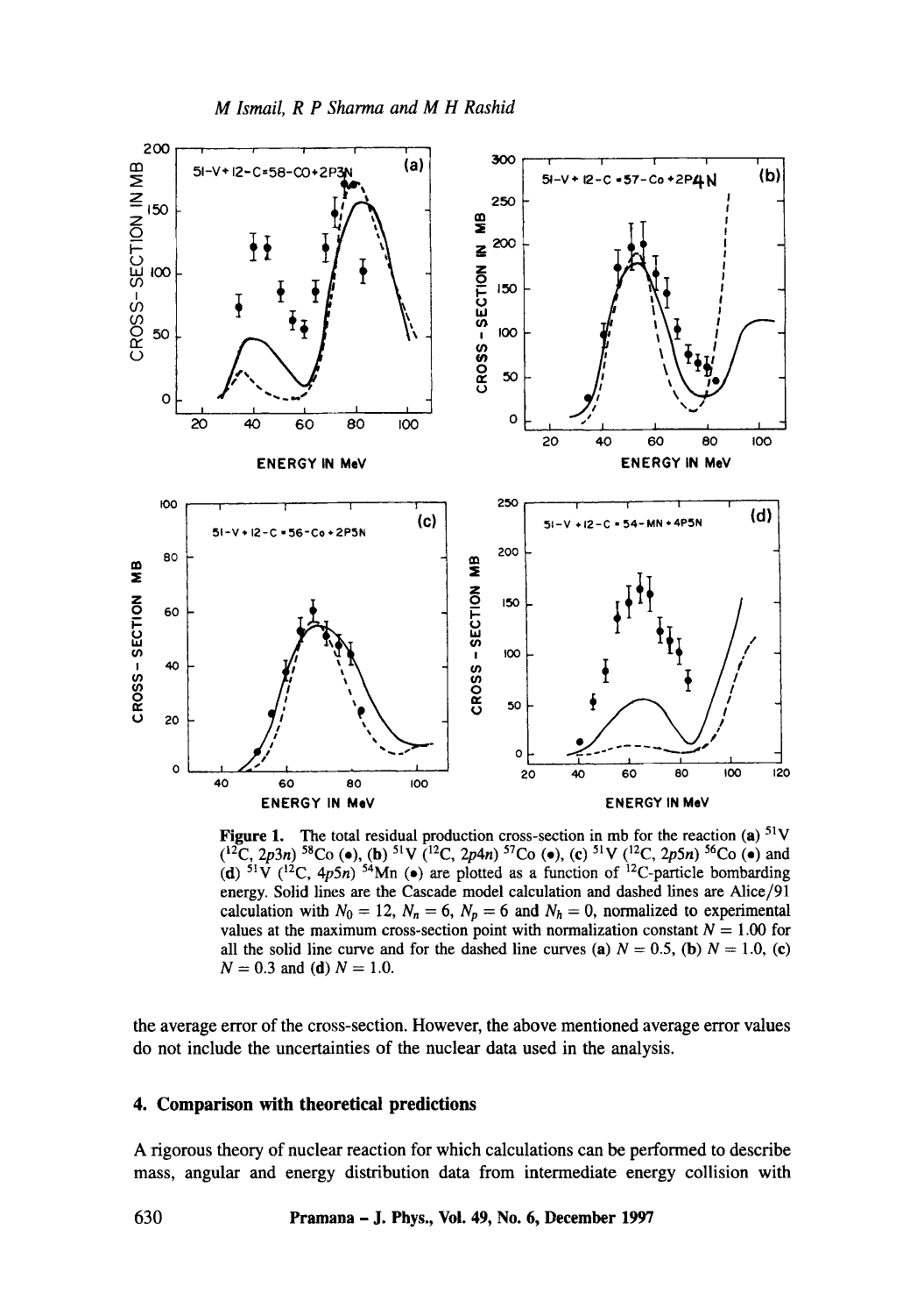**Figure 1.** The total residual production cross-section in mb for the reaction (**a**) $^{51}V$ ($^{12}C$, $2p3n$) $^{58}Co$ (•), (**b**) $^{51}V$ ($^{12}C$, $2p4n$) $^{57}Co$ (•), (**c**) $^{51}V$ ($^{12}C$, $2p5n$) $^{56}Co$ (•) and (**d**) $^{51}V$ ($^{12}C$, $4p5n$) $^{54}Mn$ (•) are plotted as a function of $^{12}C$-particle bombarding energy. Solid lines are the Cascade model calculation and dashed lines are Alice/91 calculation with $N_0 = 12$, $N_n = 6$, $N_p = 6$ and $N_h = 0$, normalized to experimental values at the maximum cross-section point with normalization constant $N = 1.00$ for all the solid line curve and for the dashed line curves (**a**) $N = 0.5$, (**b**) $N = 1.0$, (**c**) $N = 0.3$ and (**d**) $N = 1.0$.

the average error of the cross-section. However, the above mentioned average error values do not include the uncertainties of the nuclear data used in the analysis.

## 4. Comparison with theoretical predictions

A rigorous theory of nuclear reaction for which calculations can be performed to describe mass, angular and energy distribution data from intermediate energy collision with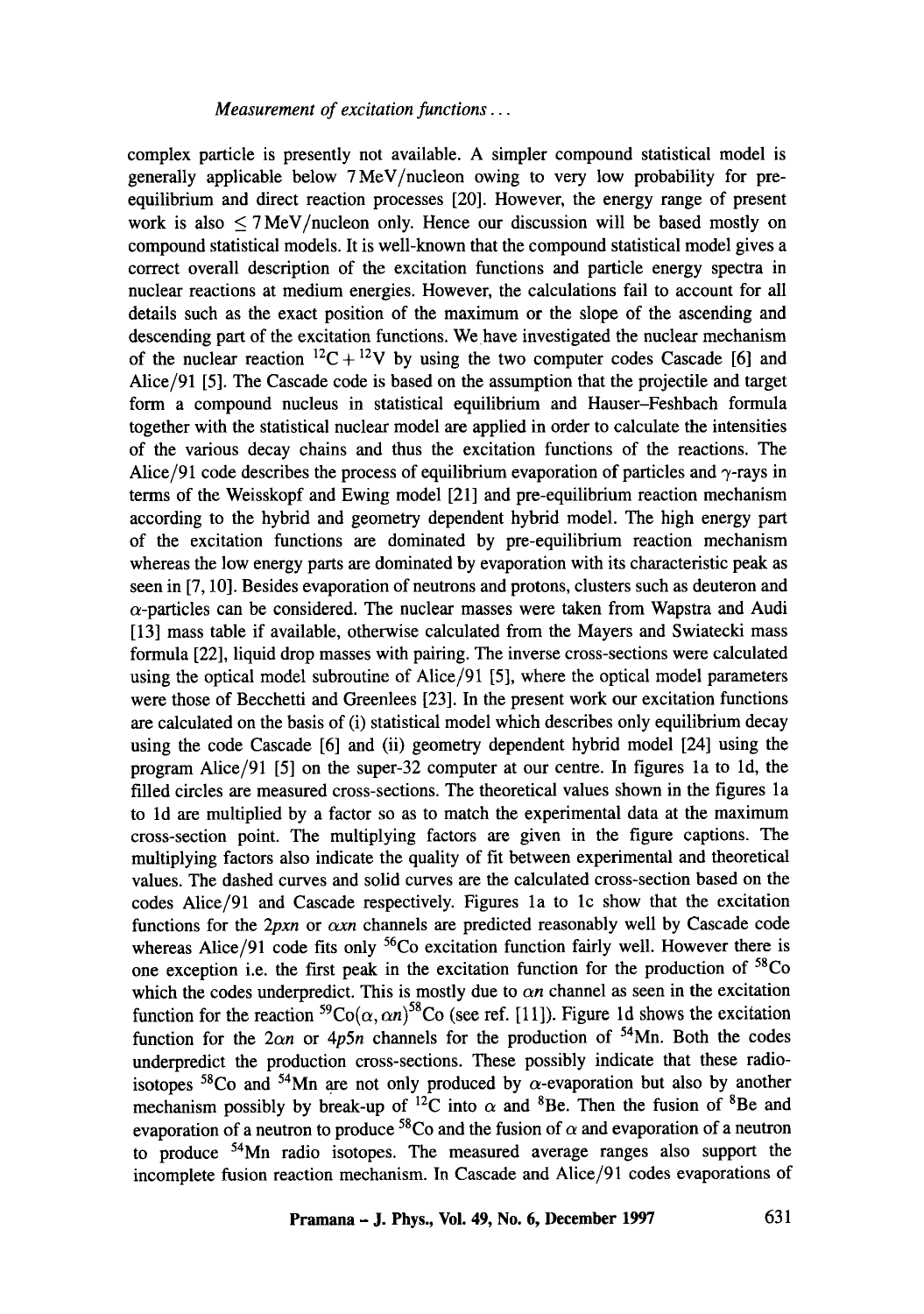complex particle is presently not available. A simpler compound statistical model is generally applicable below 7 MeV/nucleon owing to very low probability for pre-equilibrium and direct reaction processes [20]. However, the energy range of present work is also $\leq 7$ MeV/nucleon only. Hence our discussion will be based mostly on compound statistical models. It is well-known that the compound statistical model gives a correct overall description of the excitation functions and particle energy spectra in nuclear reactions at medium energies. However, the calculations fail to account for all details such as the exact position of the maximum or the slope of the ascending and descending part of the excitation functions. We have investigated the nuclear mechanism of the nuclear reaction $^{12}C + ^{12}V$ by using the two computer codes Cascade [6] and Alice/91 [5]. The Cascade code is based on the assumption that the projectile and target form a compound nucleus in statistical equilibrium and Hauser–Feshbach formula together with the statistical nuclear model are applied in order to calculate the intensities of the various decay chains and thus the excitation functions of the reactions. The Alice/91 code describes the process of equilibrium evaporation of particles and $\gamma$-rays in terms of the Weisskopf and Ewing model [21] and pre-equilibrium reaction mechanism according to the hybrid and geometry dependent hybrid model. The high energy part of the excitation functions are dominated by pre-equilibrium reaction mechanism whereas the low energy parts are dominated by evaporation with its characteristic peak as seen in [7, 10]. Besides evaporation of neutrons and protons, clusters such as deuteron and $\alpha$-particles can be considered. The nuclear masses were taken from Wapstra and Audi [13] mass table if available, otherwise calculated from the Mayers and Swiatecki mass formula [22], liquid drop masses with pairing. The inverse cross-sections were calculated using the optical model subroutine of Alice/91 [5], where the optical model parameters were those of Becchetti and Greenlees [23]. In the present work our excitation functions are calculated on the basis of (i) statistical model which describes only equilibrium decay using the code Cascade [6] and (ii) geometry dependent hybrid model [24] using the program Alice/91 [5] on the super-32 computer at our centre. In figures 1a to 1d, the filled circles are measured cross-sections. The theoretical values shown in the figures 1a to 1d are multiplied by a factor so as to match the experimental data at the maximum cross-section point. The multiplying factors are given in the figure captions. The multiplying factors also indicate the quality of fit between experimental and theoretical values. The dashed curves and solid curves are the calculated cross-section based on the codes Alice/91 and Cascade respectively. Figures 1a to 1c show that the excitation functions for the $2pxn$ or $\alpha xn$ channels are predicted reasonably well by Cascade code whereas Alice/91 code fits only $^{56}Co$ excitation function fairly well. However there is one exception i.e. the first peak in the excitation function for the production of $^{58}Co$ which the codes underpredict. This is mostly due to $\alpha n$ channel as seen in the excitation function for the reaction $^{59}Co(\alpha, \alpha n)^{58}Co$ (see ref. [11]). Figure 1d shows the excitation function for the $2\alpha n$ or $4p5n$ channels for the production of $^{54}Mn$. Both the codes underpredict the production cross-sections. These possibly indicate that these radio-isotopes $^{58}Co$ and $^{54}Mn$ are not only produced by $\alpha$-evaporation but also by another mechanism possibly by break-up of $^{12}C$ into $\alpha$ and $^{8}Be$. Then the fusion of $^{8}Be$ and evaporation of a neutron to produce $^{58}Co$ and the fusion of $\alpha$ and evaporation of a neutron to produce $^{54}Mn$ radio isotopes. The measured average ranges also support the incomplete fusion reaction mechanism. In Cascade and Alice/91 codes evaporations of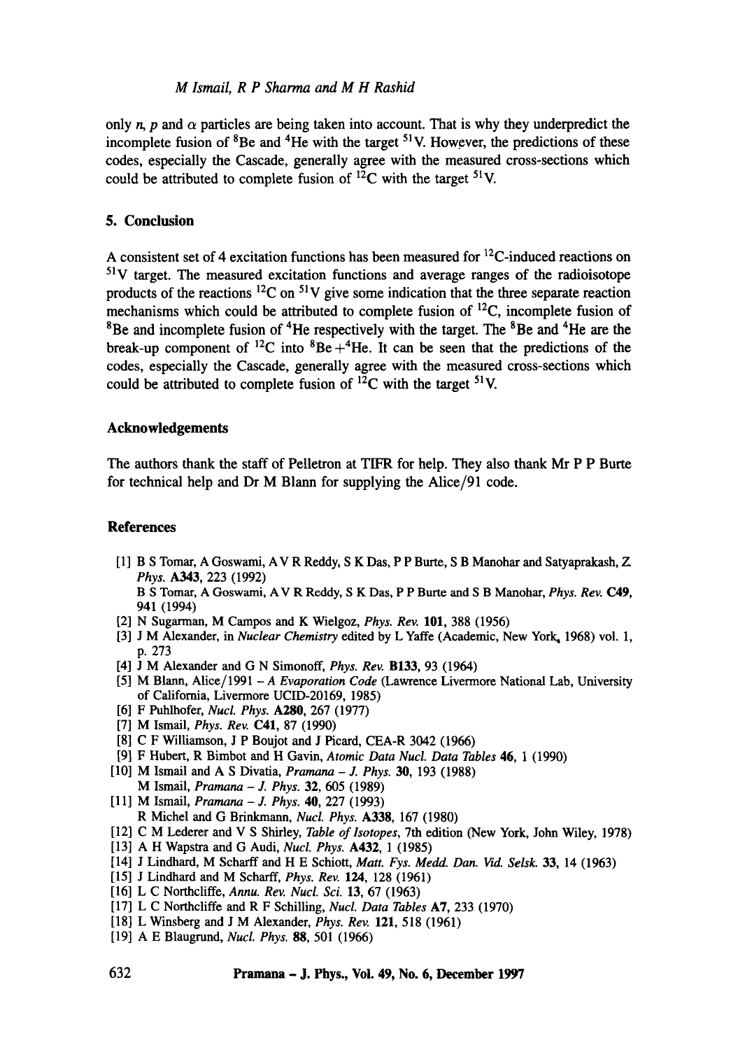only $n$, $p$ and $\alpha$ particles are being taken into account. That is why they underpredict the incomplete fusion of $^{8}Be$ and $^{4}He$ with the target $^{51}V$. However, the predictions of these codes, especially the Cascade, generally agree with the measured cross-sections which could be attributed to complete fusion of $^{12}C$ with the target $^{51}V$.

## 5. Conclusion

A consistent set of 4 excitation functions has been measured for $^{12}C$-induced reactions on $^{51}V$ target. The measured excitation functions and average ranges of the radioisotope products of the reactions $^{12}C$ on $^{51}V$ give some indication that the three separate reaction mechanisms which could be attributed to complete fusion of $^{12}C$, incomplete fusion of $^{8}Be$ and incomplete fusion of $^{4}He$ respectively with the target. The $^{8}Be$ and $^{4}He$ are the break-up component of $^{12}C$ into $^{8}Be + ^{4}He$. It can be seen that the predictions of the codes, especially the Cascade, generally agree with the measured cross-sections which could be attributed to complete fusion of $^{12}C$ with the target $^{51}V$.

## Acknowledgements

The authors thank the staff of Pelletron at TIFR for help. They also thank Mr P P Burte for technical help and Dr M Blann for supplying the Alice/91 code.

## References

[1] B S Tomar, A Goswami, A V R Reddy, S K Das, P P Burte, S B Manohar and Satyaprakash, *Z. Phys.* **A343**, 223 (1992)
B S Tomar, A Goswami, A V R Reddy, S K Das, P P Burte and S B Manohar, *Phys. Rev.* **C49**, 941 (1994)

[2] N Sugarman, M Campos and K Wielgoz, *Phys. Rev.* **101**, 388 (1956)

[3] J M Alexander, in *Nuclear Chemistry* edited by L Yaffe (Academic, New York, 1968) vol. 1, p. 273

[4] J M Alexander and G N Simonoff, *Phys. Rev.* **B133**, 93 (1964)

[5] M Blann, Alice/1991 – *A Evaporation Code* (Lawrence Livermore National Lab, University of California, Livermore UCID-20169, 1985)

[6] F Puhlhofer, *Nucl. Phys.* **A280**, 267 (1977)

[7] M Ismail, *Phys. Rev.* **C41**, 87 (1990)

[8] C F Williamson, J P Boujot and J Picard, CEA-R 3042 (1966)

[9] F Hubert, R Bimbot and H Gavin, *Atomic Data Nucl. Data Tables* **46**, 1 (1990)

[10] M Ismail and A S Divatia, *Pramana – J. Phys.* **30**, 193 (1988)
M Ismail, *Pramana – J. Phys.* **32**, 605 (1989)

[11] M Ismail, *Pramana – J. Phys.* **40**, 227 (1993)
R Michel and G Brinkmann, *Nucl. Phys.* **A338**, 167 (1980)

[12] C M Lederer and V S Shirley, *Table of Isotopes*, 7th edition (New York, John Wiley, 1978)

[13] A H Wapstra and G Audi, *Nucl. Phys.* **A432**, 1 (1985)

[14] J Lindhard, M Scharff and H E Schiott, *Matt. Fys. Medd. Dan. Vid. Selsk.* **33**, 14 (1963)

[15] J Lindhard and M Scharff, *Phys. Rev.* **124**, 128 (1961)

[16] L C Northcliffe, *Annu. Rev. Nucl. Sci.* **13**, 67 (1963)

[17] L C Northcliffe and R F Schilling, *Nucl. Data Tables* **A7**, 233 (1970)

[18] L Winsberg and J M Alexander, *Phys. Rev.* **121**, 518 (1961)

[19] A E Blaugrund, *Nucl. Phys.* **88**, 501 (1966)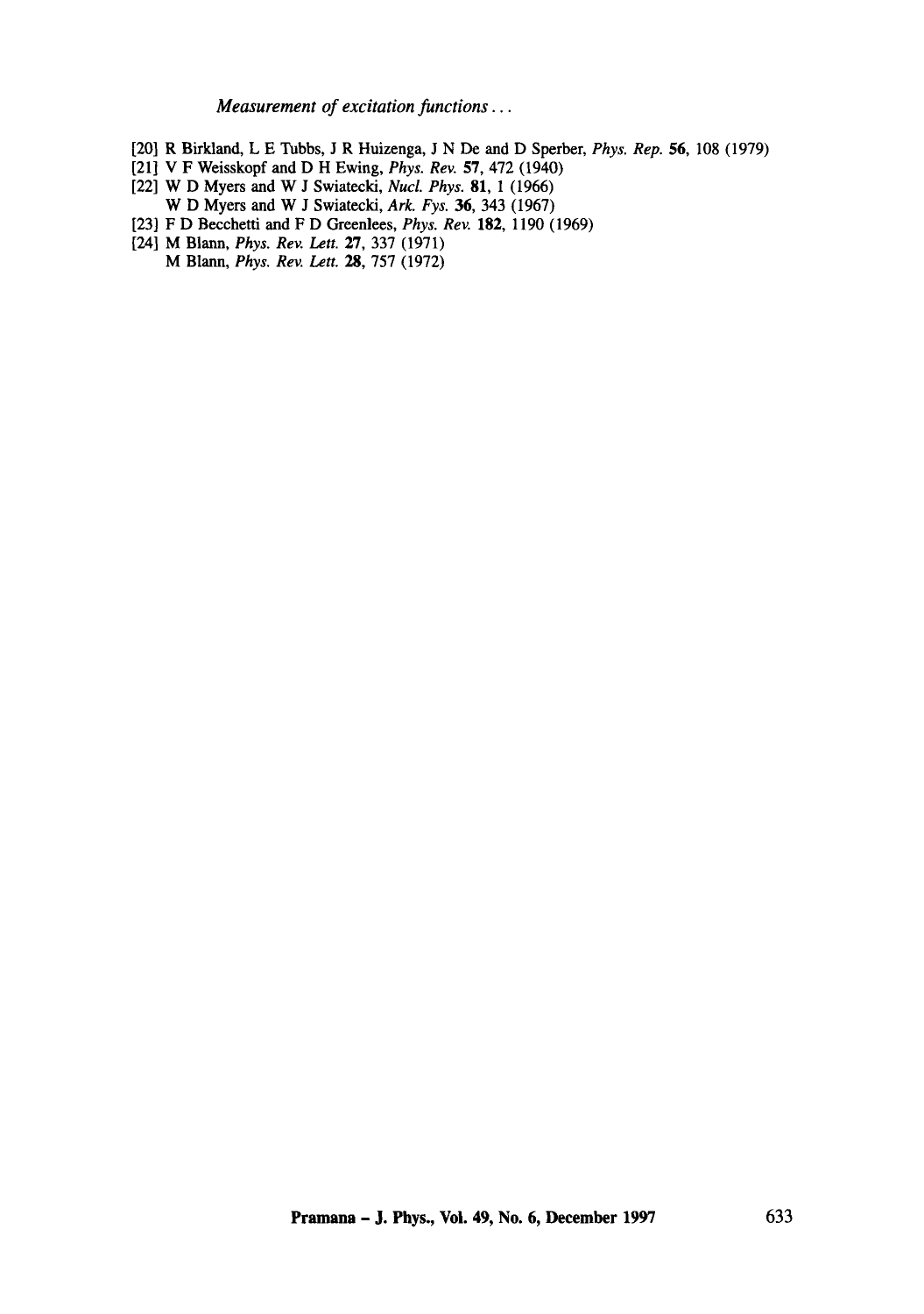[20] R Birkland, L E Tubbs, J R Huizenga, J N De and D Sperber, *Phys. Rep.* **56**, 108 (1979)

[21] V F Weisskopf and D H Ewing, *Phys. Rev.* **57**, 472 (1940)

[22] W D Myers and W J Swiatecki, *Nucl. Phys.* **81**, 1 (1966)
W D Myers and W J Swiatecki, *Ark. Fys.* **36**, 343 (1967)

[23] F D Becchetti and F D Greenlees, *Phys. Rev.* **182**, 1190 (1969)

[24] M Blann, *Phys. Rev. Lett.* **27**, 337 (1971)
M Blann, *Phys. Rev. Lett.* **28**, 757 (1972)